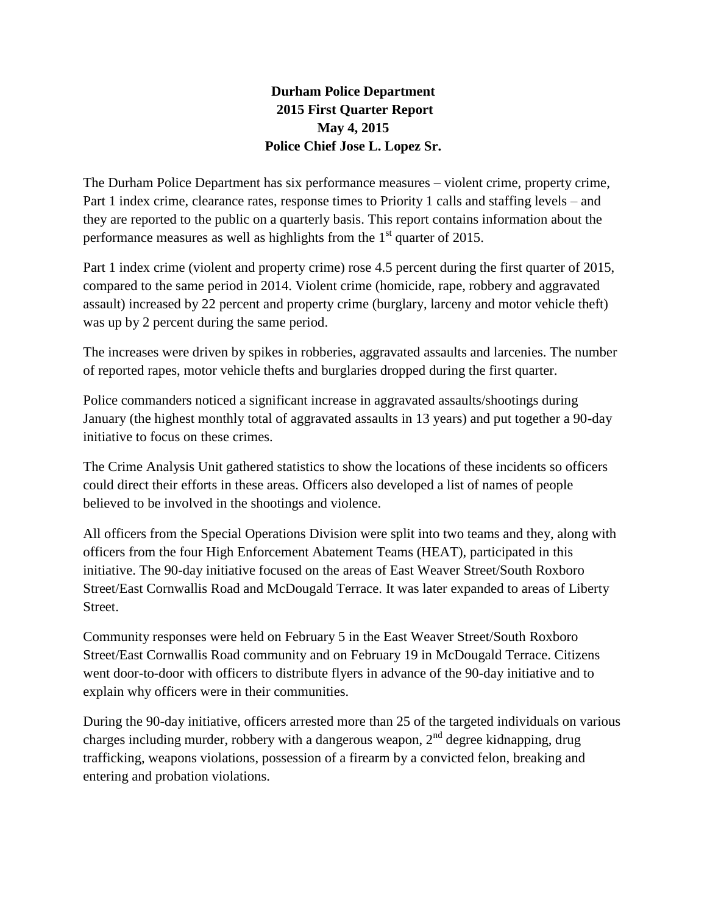**Durham Police Department**
**2015 First Quarter Report**
**May 4, 2015**
**Police Chief Jose L. Lopez Sr.**

The Durham Police Department has six performance measures – violent crime, property crime, Part 1 index crime, clearance rates, response times to Priority 1 calls and staffing levels – and they are reported to the public on a quarterly basis. This report contains information about the performance measures as well as highlights from the 1st quarter of 2015.

Part 1 index crime (violent and property crime) rose 4.5 percent during the first quarter of 2015, compared to the same period in 2014. Violent crime (homicide, rape, robbery and aggravated assault) increased by 22 percent and property crime (burglary, larceny and motor vehicle theft) was up by 2 percent during the same period.

The increases were driven by spikes in robberies, aggravated assaults and larcenies. The number of reported rapes, motor vehicle thefts and burglaries dropped during the first quarter.

Police commanders noticed a significant increase in aggravated assaults/shootings during January (the highest monthly total of aggravated assaults in 13 years) and put together a 90-day initiative to focus on these crimes.

The Crime Analysis Unit gathered statistics to show the locations of these incidents so officers could direct their efforts in these areas. Officers also developed a list of names of people believed to be involved in the shootings and violence.

All officers from the Special Operations Division were split into two teams and they, along with officers from the four High Enforcement Abatement Teams (HEAT), participated in this initiative. The 90-day initiative focused on the areas of East Weaver Street/South Roxboro Street/East Cornwallis Road and McDougald Terrace. It was later expanded to areas of Liberty Street.

Community responses were held on February 5 in the East Weaver Street/South Roxboro Street/East Cornwallis Road community and on February 19 in McDougald Terrace. Citizens went door-to-door with officers to distribute flyers in advance of the 90-day initiative and to explain why officers were in their communities.

During the 90-day initiative, officers arrested more than 25 of the targeted individuals on various charges including murder, robbery with a dangerous weapon, 2nd degree kidnapping, drug trafficking, weapons violations, possession of a firearm by a convicted felon, breaking and entering and probation violations.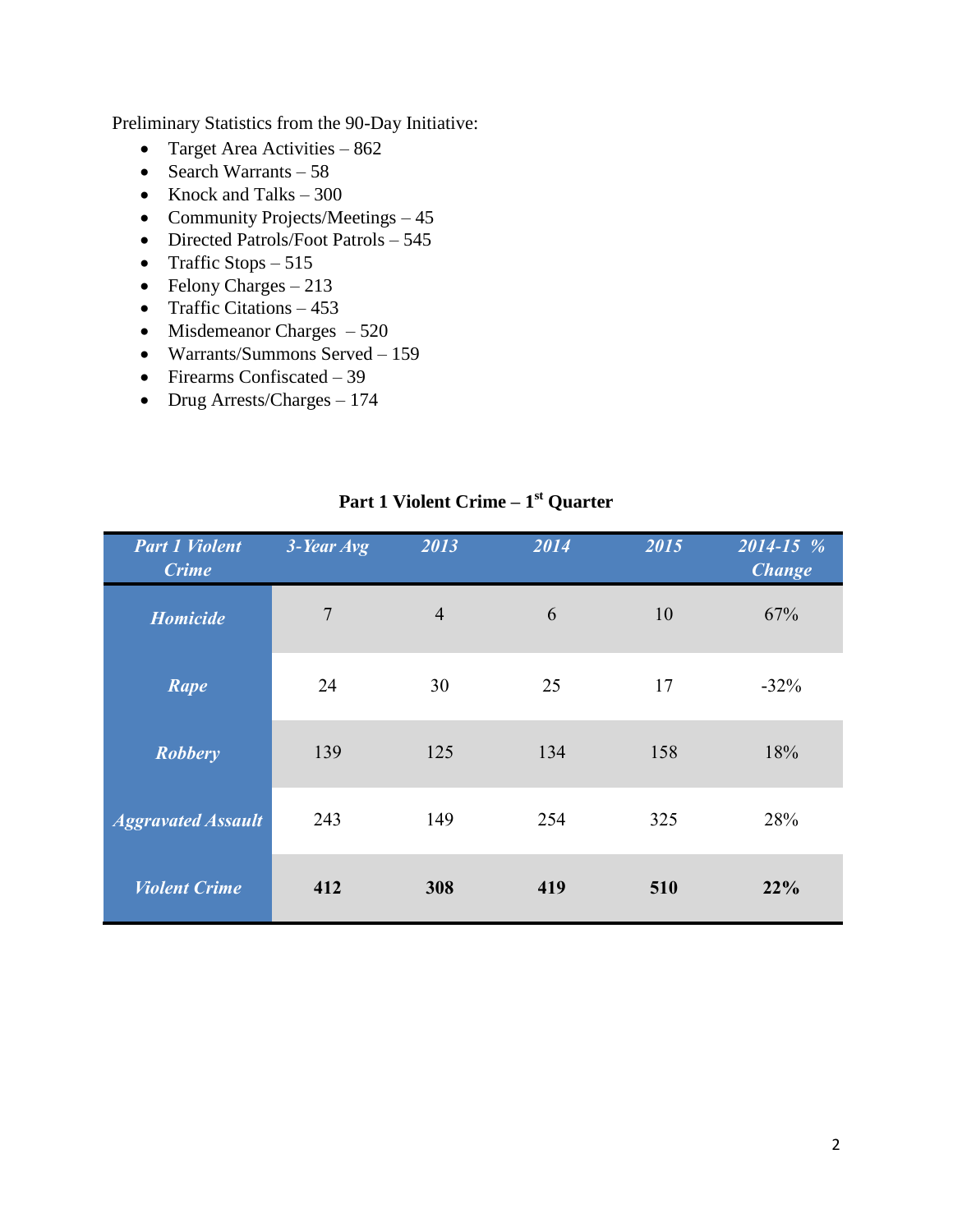Preliminary Statistics from the 90-Day Initiative:

- Target Area Activities – 862
- Search Warrants – 58
- Knock and Talks – 300
- Community Projects/Meetings – 45
- Directed Patrols/Foot Patrols – 545
- Traffic Stops – 515
- Felony Charges – 213
- Traffic Citations – 453
- Misdemeanor Charges – 520
- Warrants/Summons Served – 159
- Firearms Confiscated – 39
- Drug Arrests/Charges – 174

**Part 1 Violent Crime – 1st Quarter**

| *Part 1 Violent Crime* | *3-Year Avg* | *2013* | *2014* | *2015* | *2014-15 % Change* |
|---|---|---|---|---|---|
| ***Homicide*** | 7 | 4 | 6 | 10 | 67% |
| ***Rape*** | 24 | 30 | 25 | 17 | -32% |
| ***Robbery*** | 139 | 125 | 134 | 158 | 18% |
| ***Aggravated Assault*** | 243 | 149 | 254 | 325 | 28% |
| ***Violent Crime*** | **412** | **308** | **419** | **510** | **22%** |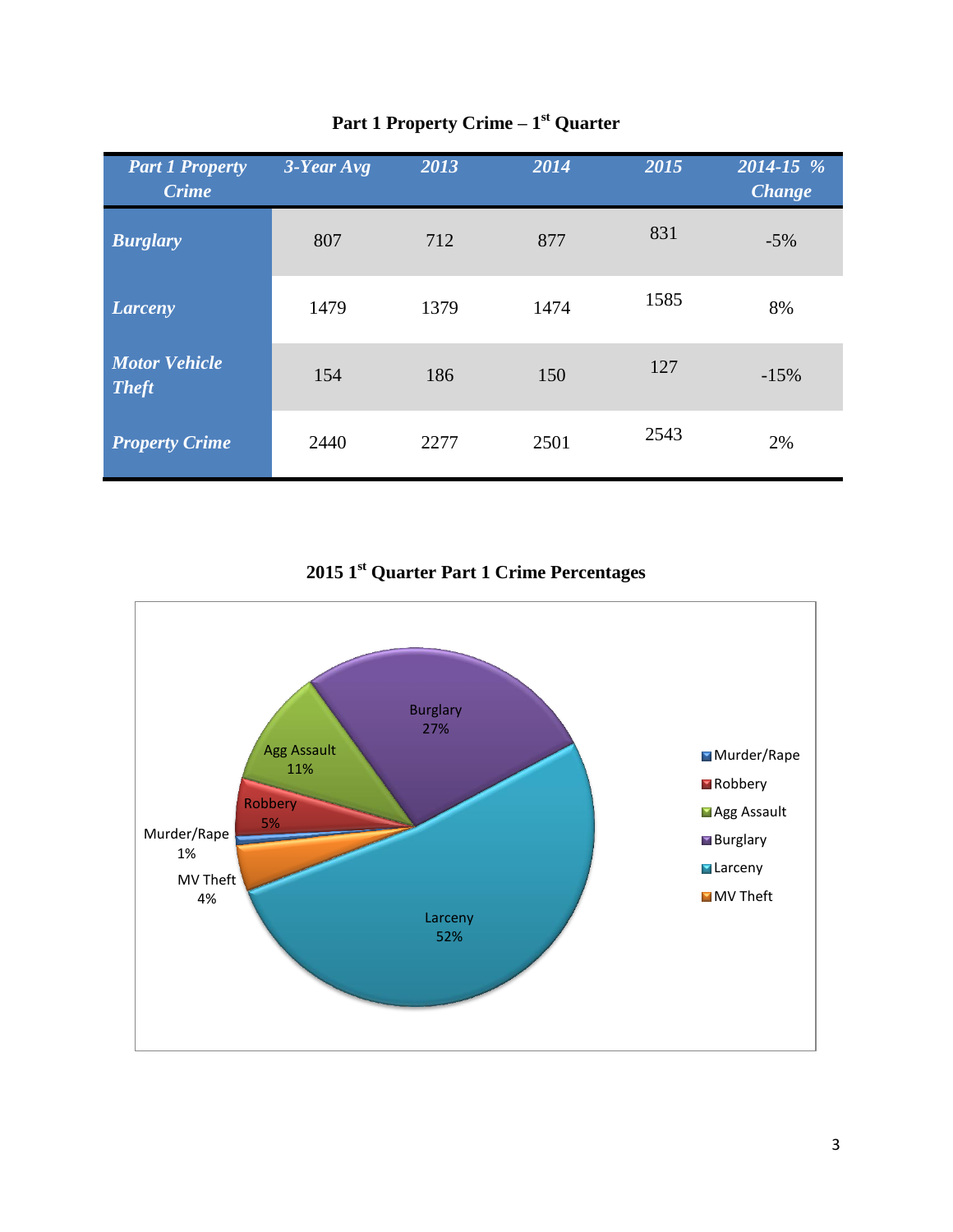## Part 1 Property Crime – 1st Quarter

| *Part 1 Property Crime* | *3-Year Avg* | *2013* | *2014* | *2015* | *2014-15 % Change* |
|---|---|---|---|---|---|
| ***Burglary*** | 807 | 712 | 877 | 831 | -5% |
| ***Larceny*** | 1479 | 1379 | 1474 | 1585 | 8% |
| ***Motor Vehicle Theft*** | 154 | 186 | 150 | 127 | -15% |
| ***Property Crime*** | 2440 | 2277 | 2501 | 2543 | 2% |

## 2015 1st Quarter Part 1 Crime Percentages

| Category | Percentage |
|---|---|
| Murder/Rape | 1% |
| Robbery | 5% |
| Agg Assault | 11% |
| Burglary | 27% |
| Larceny | 52% |
| MV Theft | 4% |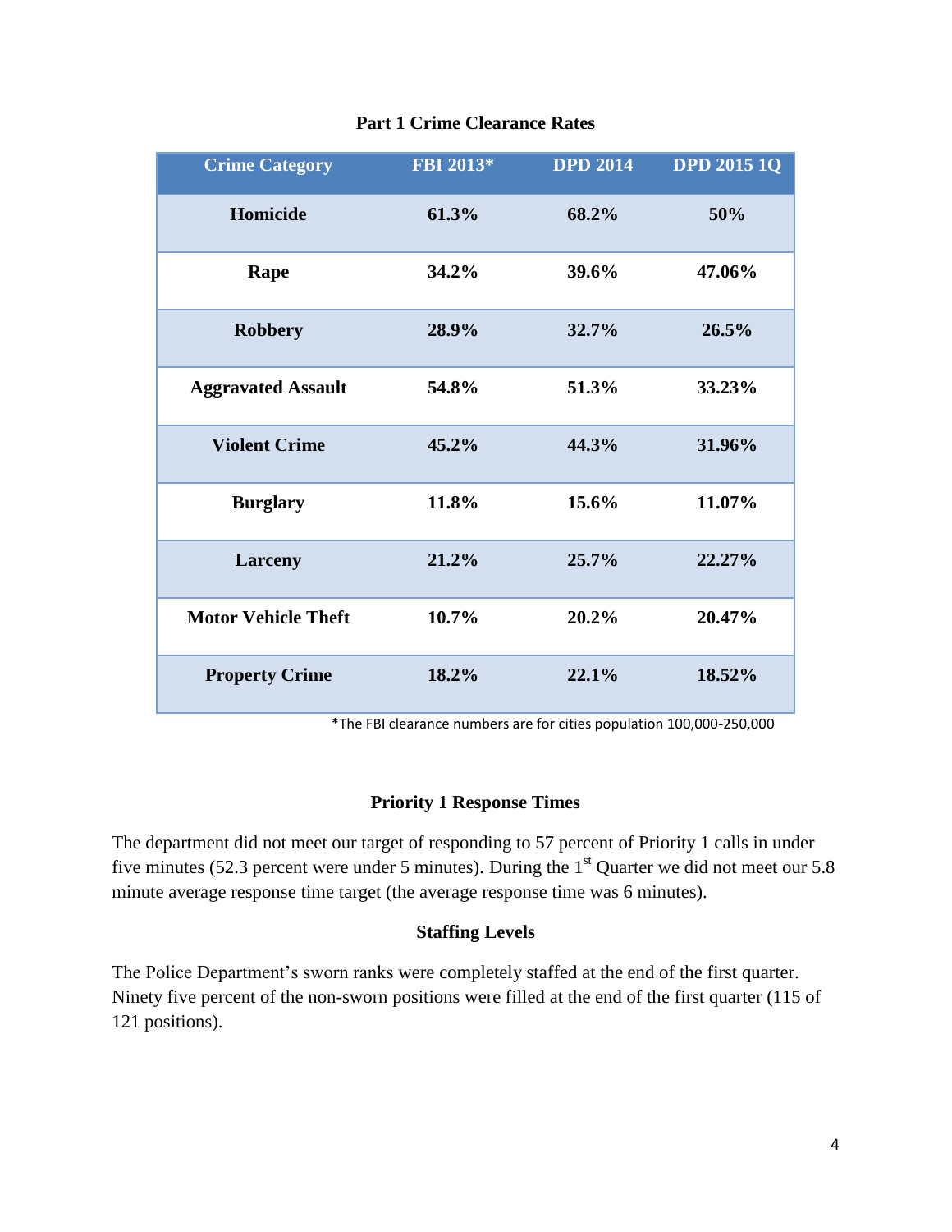## Part 1 Crime Clearance Rates

| Crime Category | FBI 2013* | DPD 2014 | DPD 2015 1Q |
|---|---|---|---|
| **Homicide** | **61.3%** | **68.2%** | **50%** |
| **Rape** | **34.2%** | **39.6%** | **47.06%** |
| **Robbery** | **28.9%** | **32.7%** | **26.5%** |
| **Aggravated Assault** | **54.8%** | **51.3%** | **33.23%** |
| **Violent Crime** | **45.2%** | **44.3%** | **31.96%** |
| **Burglary** | **11.8%** | **15.6%** | **11.07%** |
| **Larceny** | **21.2%** | **25.7%** | **22.27%** |
| **Motor Vehicle Theft** | **10.7%** | **20.2%** | **20.47%** |
| **Property Crime** | **18.2%** | **22.1%** | **18.52%** |

*The FBI clearance numbers are for cities population 100,000-250,000

## Priority 1 Response Times

The department did not meet our target of responding to 57 percent of Priority 1 calls in under five minutes (52.3 percent were under 5 minutes). During the 1st Quarter we did not meet our 5.8 minute average response time target (the average response time was 6 minutes).

## Staffing Levels

The Police Department's sworn ranks were completely staffed at the end of the first quarter. Ninety five percent of the non-sworn positions were filled at the end of the first quarter (115 of 121 positions).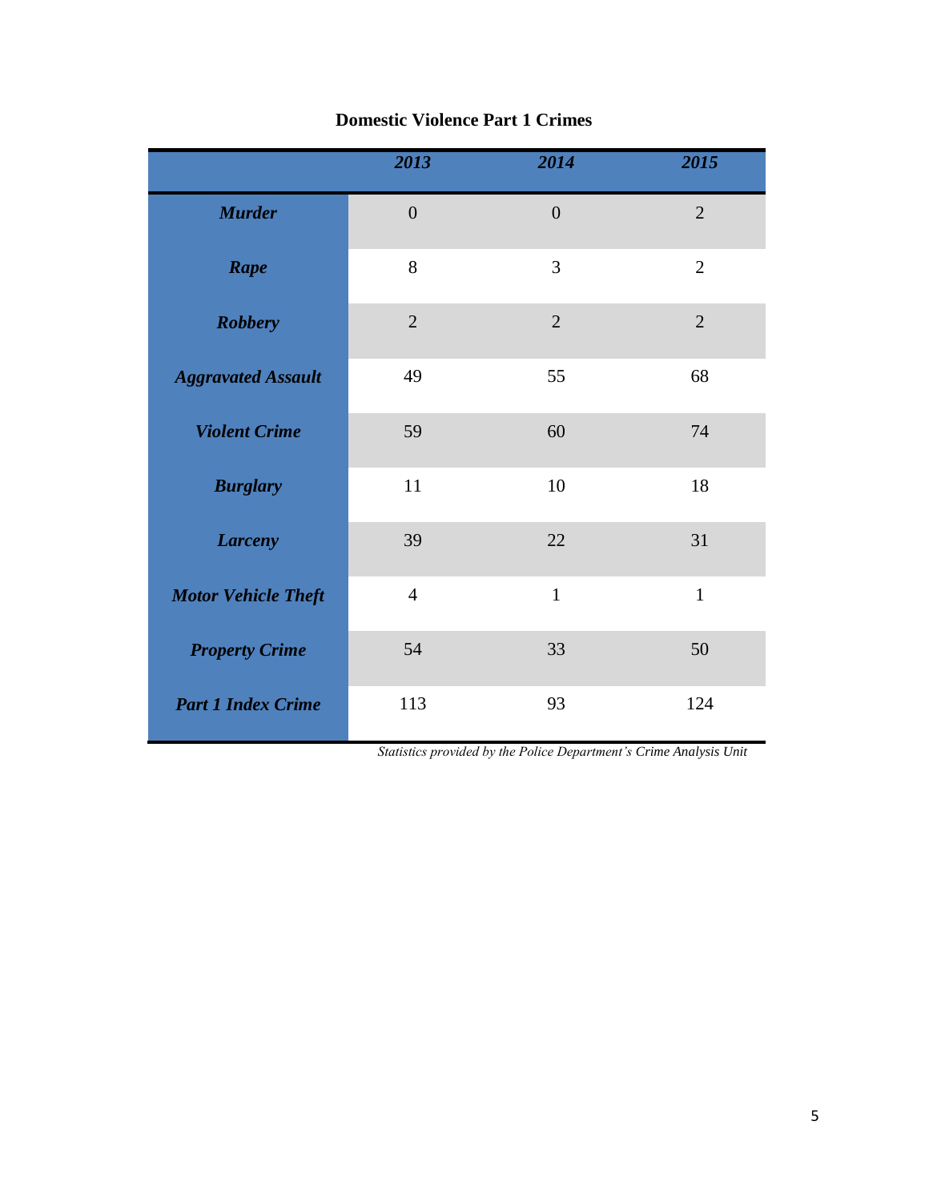**Domestic Violence Part 1 Crimes**

| | *2013* | *2014* | *2015* |
|---|---|---|---|
| ***Murder*** | 0 | 0 | 2 |
| ***Rape*** | 8 | 3 | 2 |
| ***Robbery*** | 2 | 2 | 2 |
| ***Aggravated Assault*** | 49 | 55 | 68 |
| ***Violent Crime*** | 59 | 60 | 74 |
| ***Burglary*** | 11 | 10 | 18 |
| ***Larceny*** | 39 | 22 | 31 |
| ***Motor Vehicle Theft*** | 4 | 1 | 1 |
| ***Property Crime*** | 54 | 33 | 50 |
| ***Part 1 Index Crime*** | 113 | 93 | 124 |

*Statistics provided by the Police Department's Crime Analysis Unit*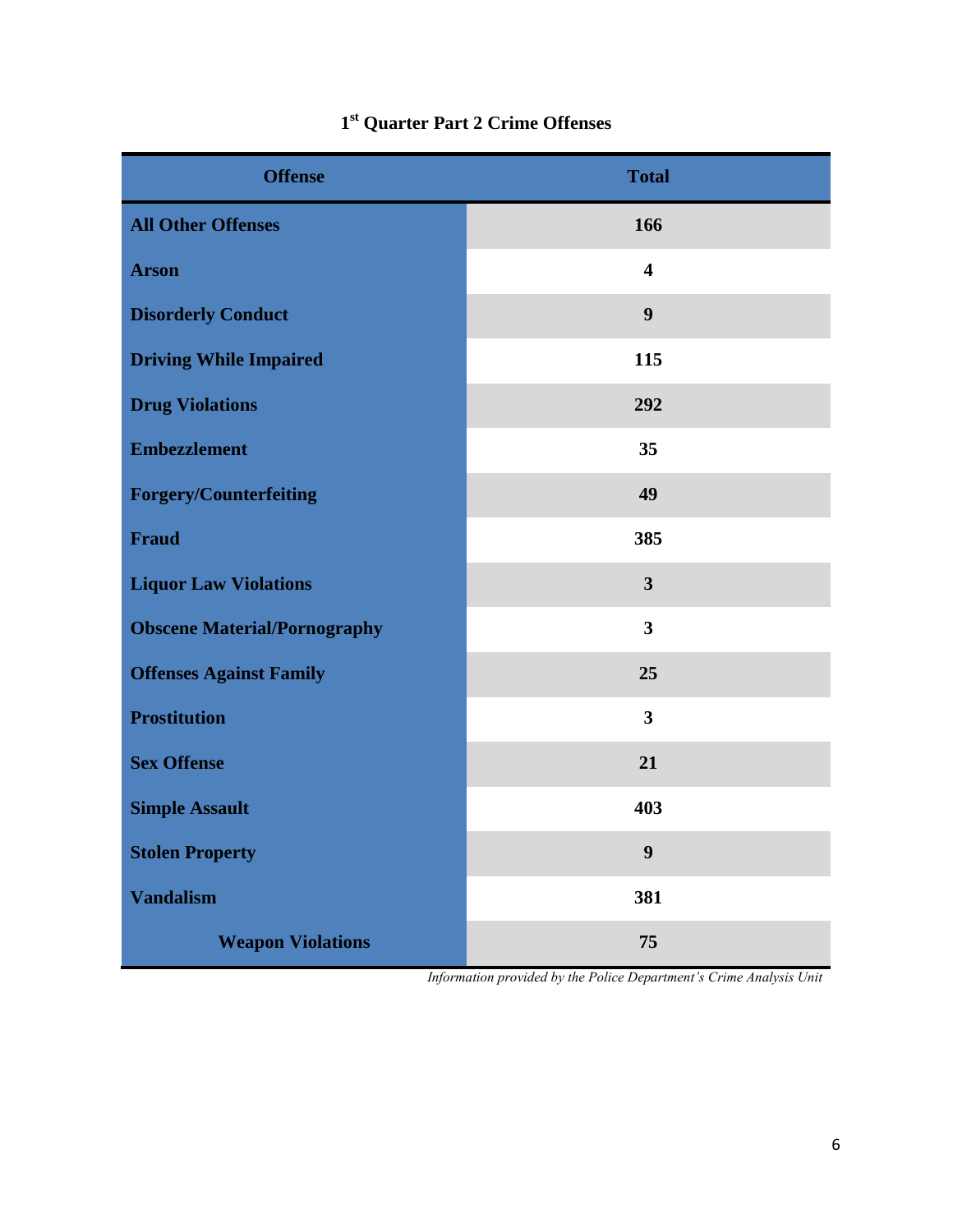## 1st Quarter Part 2 Crime Offenses

| Offense | Total |
|---|---|
| All Other Offenses | 166 |
| Arson | 4 |
| Disorderly Conduct | 9 |
| Driving While Impaired | 115 |
| Drug Violations | 292 |
| Embezzlement | 35 |
| Forgery/Counterfeiting | 49 |
| Fraud | 385 |
| Liquor Law Violations | 3 |
| Obscene Material/Pornography | 3 |
| Offenses Against Family | 25 |
| Prostitution | 3 |
| Sex Offense | 21 |
| Simple Assault | 403 |
| Stolen Property | 9 |
| Vandalism | 381 |
| Weapon Violations | 75 |

*Information provided by the Police Department's Crime Analysis Unit*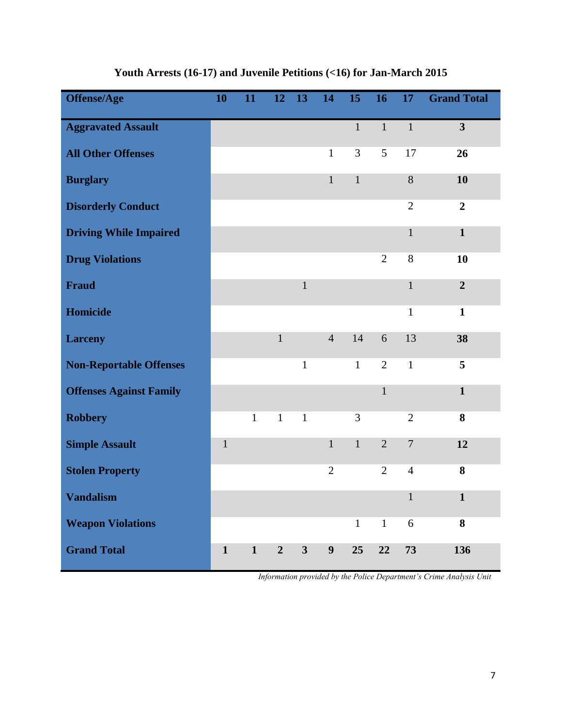## Youth Arrests (16-17) and Juvenile Petitions (<16) for Jan-March 2015

| Offense/Age | 10 | 11 | 12 | 13 | 14 | 15 | 16 | 17 | Grand Total |
|---|---|---|---|---|---|---|---|---|---|
| **Aggravated Assault** | | | | | | 1 | 1 | 1 | **3** |
| **All Other Offenses** | | | | | 1 | 3 | 5 | 17 | **26** |
| **Burglary** | | | | | 1 | 1 | | 8 | **10** |
| **Disorderly Conduct** | | | | | | | | 2 | **2** |
| **Driving While Impaired** | | | | | | | | 1 | **1** |
| **Drug Violations** | | | | | | | 2 | 8 | **10** |
| **Fraud** | | | | 1 | | | | 1 | **2** |
| **Homicide** | | | | | | | | 1 | **1** |
| **Larceny** | | | 1 | | 4 | 14 | 6 | 13 | **38** |
| **Non-Reportable Offenses** | | | | 1 | | 1 | 2 | 1 | **5** |
| **Offenses Against Family** | | | | | | | 1 | | **1** |
| **Robbery** | | 1 | 1 | 1 | | 3 | | 2 | **8** |
| **Simple Assault** | 1 | | | | 1 | 1 | 2 | 7 | **12** |
| **Stolen Property** | | | | | 2 | | 2 | 4 | **8** |
| **Vandalism** | | | | | | | | 1 | **1** |
| **Weapon Violations** | | | | | | 1 | 1 | 6 | **8** |
| **Grand Total** | **1** | **1** | **2** | **3** | **9** | **25** | **22** | **73** | **136** |

*Information provided by the Police Department's Crime Analysis Unit*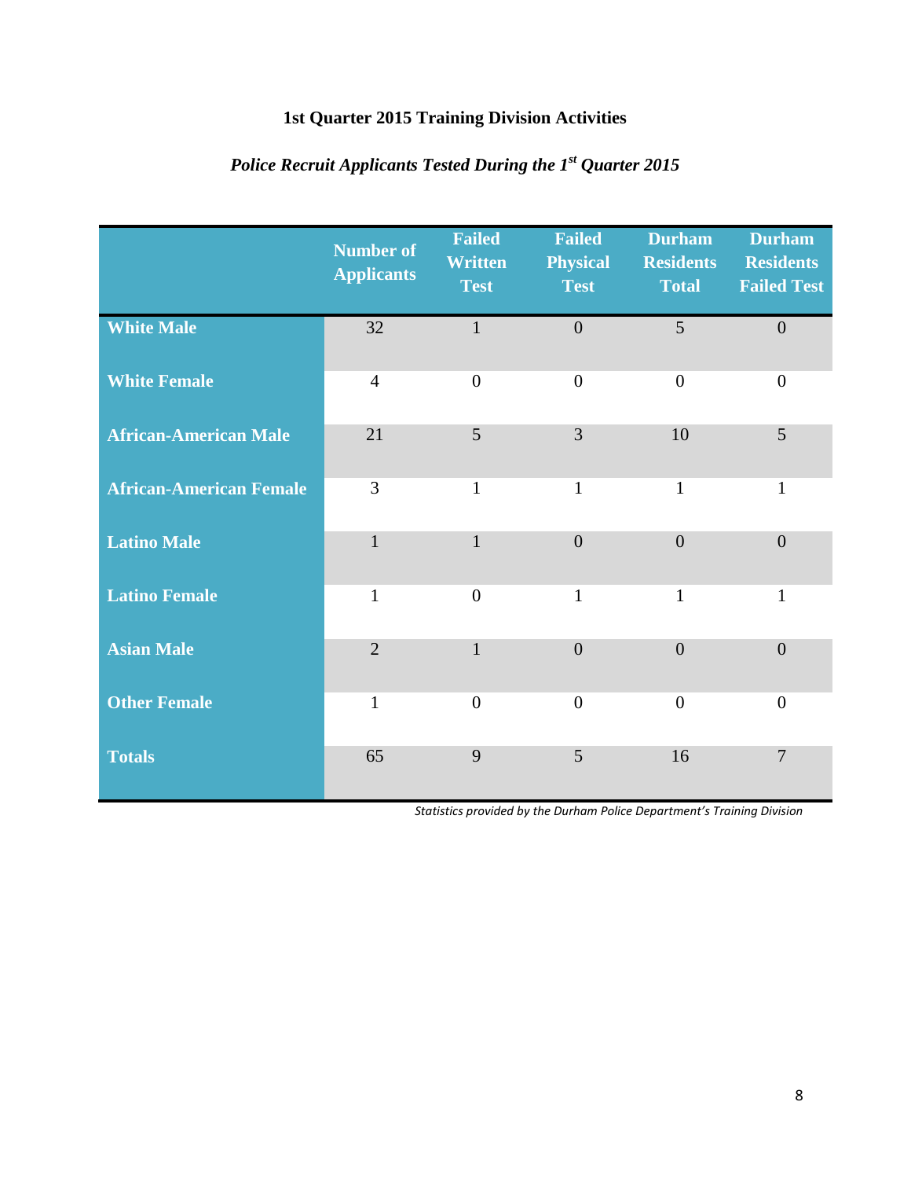# 1st Quarter 2015 Training Division Activities

## *Police Recruit Applicants Tested During the 1st Quarter 2015*

| | Number of Applicants | Failed Written Test | Failed Physical Test | Durham Residents Total | Durham Residents Failed Test |
|---|---|---|---|---|---|
| **White Male** | 32 | 1 | 0 | 5 | 0 |
| **White Female** | 4 | 0 | 0 | 0 | 0 |
| **African-American Male** | 21 | 5 | 3 | 10 | 5 |
| **African-American Female** | 3 | 1 | 1 | 1 | 1 |
| **Latino Male** | 1 | 1 | 0 | 0 | 0 |
| **Latino Female** | 1 | 0 | 1 | 1 | 1 |
| **Asian Male** | 2 | 1 | 0 | 0 | 0 |
| **Other Female** | 1 | 0 | 0 | 0 | 0 |
| **Totals** | 65 | 9 | 5 | 16 | 7 |

*Statistics provided by the Durham Police Department's Training Division*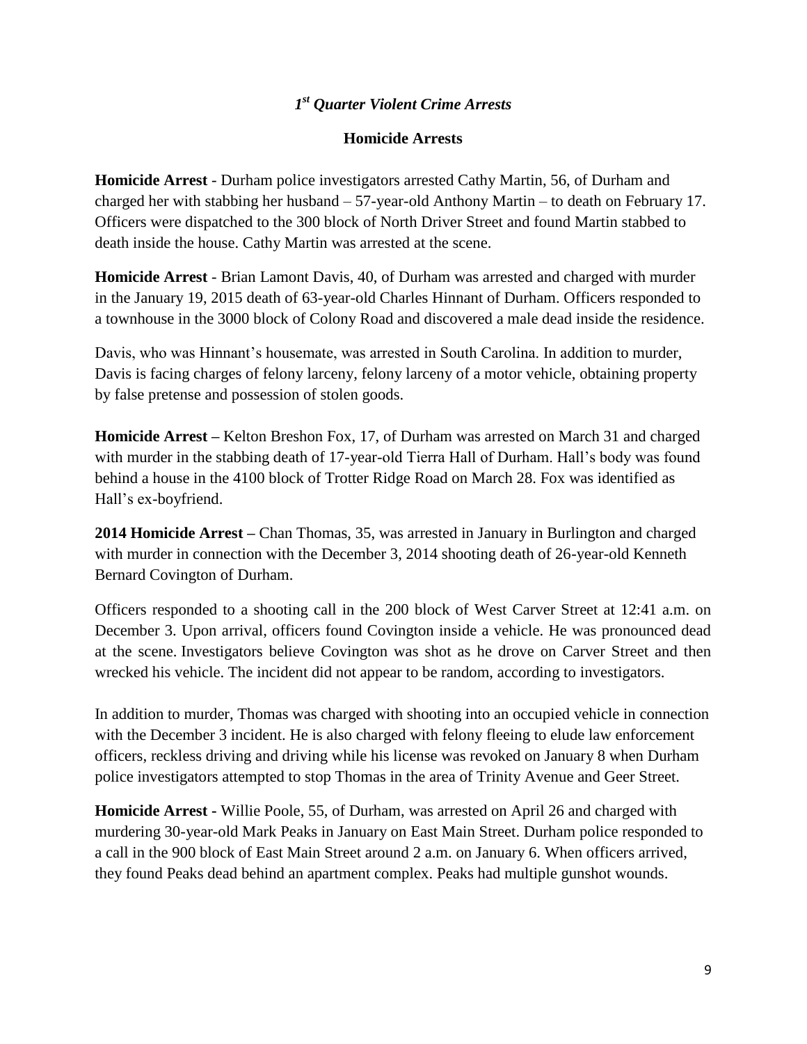## *1st Quarter Violent Crime Arrests*

### Homicide Arrests

**Homicide Arrest** - Durham police investigators arrested Cathy Martin, 56, of Durham and charged her with stabbing her husband – 57-year-old Anthony Martin – to death on February 17. Officers were dispatched to the 300 block of North Driver Street and found Martin stabbed to death inside the house. Cathy Martin was arrested at the scene.

**Homicide Arrest** - Brian Lamont Davis, 40, of Durham was arrested and charged with murder in the January 19, 2015 death of 63-year-old Charles Hinnant of Durham. Officers responded to a townhouse in the 3000 block of Colony Road and discovered a male dead inside the residence.

Davis, who was Hinnant's housemate, was arrested in South Carolina. In addition to murder, Davis is facing charges of felony larceny, felony larceny of a motor vehicle, obtaining property by false pretense and possession of stolen goods.

**Homicide Arrest –** Kelton Breshon Fox, 17, of Durham was arrested on March 31 and charged with murder in the stabbing death of 17-year-old Tierra Hall of Durham. Hall's body was found behind a house in the 4100 block of Trotter Ridge Road on March 28. Fox was identified as Hall's ex-boyfriend.

**2014 Homicide Arrest –** Chan Thomas, 35, was arrested in January in Burlington and charged with murder in connection with the December 3, 2014 shooting death of 26-year-old Kenneth Bernard Covington of Durham.

Officers responded to a shooting call in the 200 block of West Carver Street at 12:41 a.m. on December 3. Upon arrival, officers found Covington inside a vehicle. He was pronounced dead at the scene. Investigators believe Covington was shot as he drove on Carver Street and then wrecked his vehicle. The incident did not appear to be random, according to investigators.

In addition to murder, Thomas was charged with shooting into an occupied vehicle in connection with the December 3 incident. He is also charged with felony fleeing to elude law enforcement officers, reckless driving and driving while his license was revoked on January 8 when Durham police investigators attempted to stop Thomas in the area of Trinity Avenue and Geer Street.

**Homicide Arrest -** Willie Poole, 55, of Durham, was arrested on April 26 and charged with murdering 30-year-old Mark Peaks in January on East Main Street. Durham police responded to a call in the 900 block of East Main Street around 2 a.m. on January 6. When officers arrived, they found Peaks dead behind an apartment complex. Peaks had multiple gunshot wounds.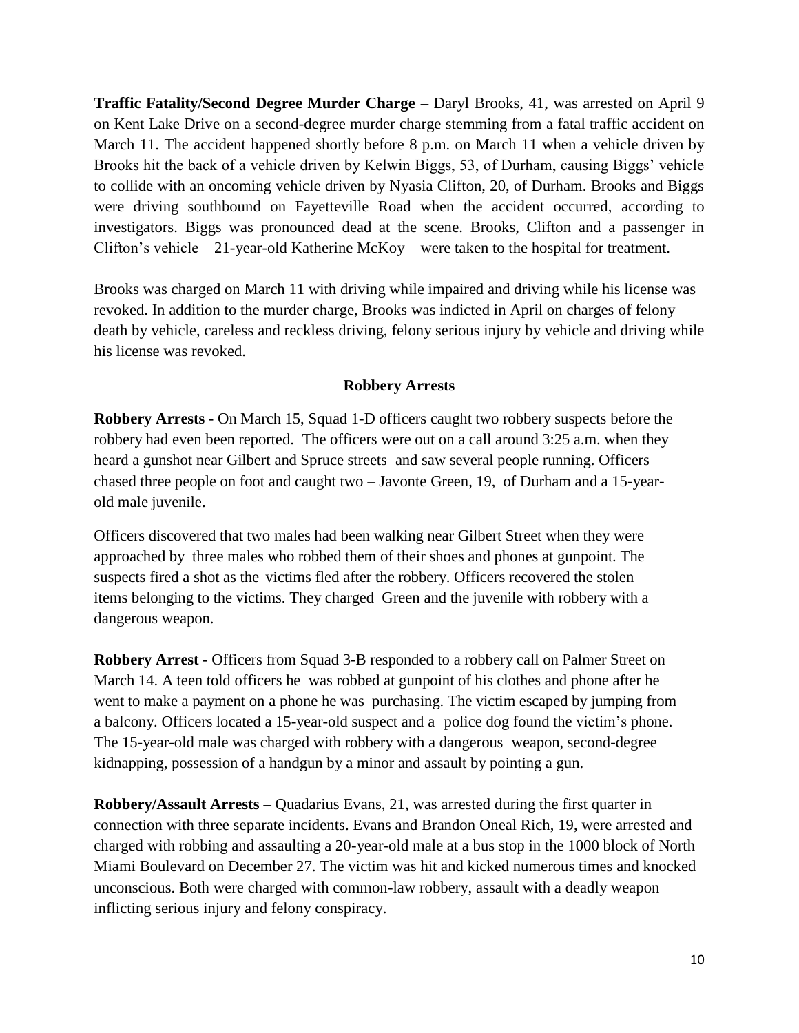**Traffic Fatality/Second Degree Murder Charge –** Daryl Brooks, 41, was arrested on April 9 on Kent Lake Drive on a second-degree murder charge stemming from a fatal traffic accident on March 11. The accident happened shortly before 8 p.m. on March 11 when a vehicle driven by Brooks hit the back of a vehicle driven by Kelwin Biggs, 53, of Durham, causing Biggs' vehicle to collide with an oncoming vehicle driven by Nyasia Clifton, 20, of Durham. Brooks and Biggs were driving southbound on Fayetteville Road when the accident occurred, according to investigators. Biggs was pronounced dead at the scene. Brooks, Clifton and a passenger in Clifton's vehicle – 21-year-old Katherine McKoy – were taken to the hospital for treatment.

Brooks was charged on March 11 with driving while impaired and driving while his license was revoked. In addition to the murder charge, Brooks was indicted in April on charges of felony death by vehicle, careless and reckless driving, felony serious injury by vehicle and driving while his license was revoked.

## Robbery Arrests

**Robbery Arrests -** On March 15, Squad 1-D officers caught two robbery suspects before the robbery had even been reported. The officers were out on a call around 3:25 a.m. when they heard a gunshot near Gilbert and Spruce streets and saw several people running. Officers chased three people on foot and caught two – Javonte Green, 19, of Durham and a 15-year-old male juvenile.

Officers discovered that two males had been walking near Gilbert Street when they were approached by three males who robbed them of their shoes and phones at gunpoint. The suspects fired a shot as the victims fled after the robbery. Officers recovered the stolen items belonging to the victims. They charged Green and the juvenile with robbery with a dangerous weapon.

**Robbery Arrest -** Officers from Squad 3-B responded to a robbery call on Palmer Street on March 14. A teen told officers he was robbed at gunpoint of his clothes and phone after he went to make a payment on a phone he was purchasing. The victim escaped by jumping from a balcony. Officers located a 15-year-old suspect and a police dog found the victim's phone. The 15-year-old male was charged with robbery with a dangerous weapon, second-degree kidnapping, possession of a handgun by a minor and assault by pointing a gun.

**Robbery/Assault Arrests –** Quadarius Evans, 21, was arrested during the first quarter in connection with three separate incidents. Evans and Brandon Oneal Rich, 19, were arrested and charged with robbing and assaulting a 20-year-old male at a bus stop in the 1000 block of North Miami Boulevard on December 27. The victim was hit and kicked numerous times and knocked unconscious. Both were charged with common-law robbery, assault with a deadly weapon inflicting serious injury and felony conspiracy.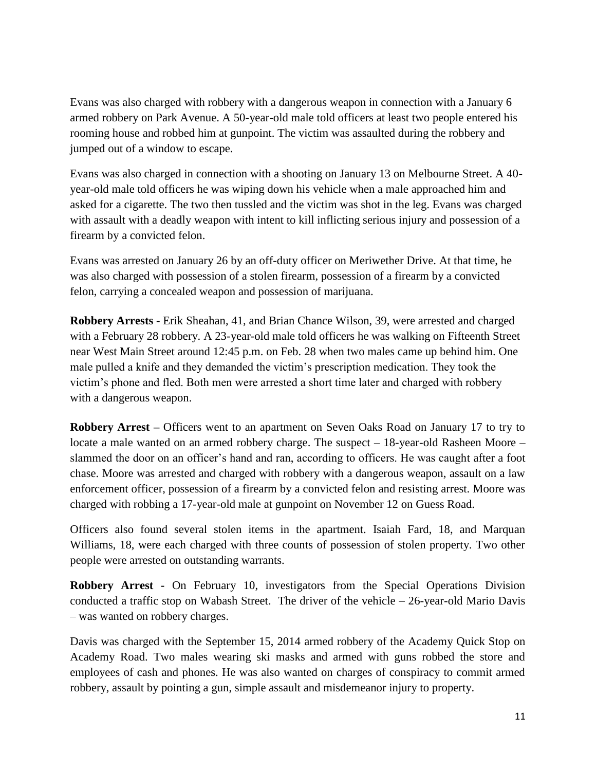Evans was also charged with robbery with a dangerous weapon in connection with a January 6 armed robbery on Park Avenue. A 50-year-old male told officers at least two people entered his rooming house and robbed him at gunpoint. The victim was assaulted during the robbery and jumped out of a window to escape.

Evans was also charged in connection with a shooting on January 13 on Melbourne Street. A 40-year-old male told officers he was wiping down his vehicle when a male approached him and asked for a cigarette. The two then tussled and the victim was shot in the leg. Evans was charged with assault with a deadly weapon with intent to kill inflicting serious injury and possession of a firearm by a convicted felon.

Evans was arrested on January 26 by an off-duty officer on Meriwether Drive. At that time, he was also charged with possession of a stolen firearm, possession of a firearm by a convicted felon, carrying a concealed weapon and possession of marijuana.

**Robbery Arrests -** Erik Sheahan, 41, and Brian Chance Wilson, 39, were arrested and charged with a February 28 robbery. A 23-year-old male told officers he was walking on Fifteenth Street near West Main Street around 12:45 p.m. on Feb. 28 when two males came up behind him. One male pulled a knife and they demanded the victim's prescription medication. They took the victim's phone and fled. Both men were arrested a short time later and charged with robbery with a dangerous weapon.

**Robbery Arrest –** Officers went to an apartment on Seven Oaks Road on January 17 to try to locate a male wanted on an armed robbery charge. The suspect – 18-year-old Rasheen Moore – slammed the door on an officer's hand and ran, according to officers. He was caught after a foot chase. Moore was arrested and charged with robbery with a dangerous weapon, assault on a law enforcement officer, possession of a firearm by a convicted felon and resisting arrest. Moore was charged with robbing a 17-year-old male at gunpoint on November 12 on Guess Road.

Officers also found several stolen items in the apartment. Isaiah Fard, 18, and Marquan Williams, 18, were each charged with three counts of possession of stolen property. Two other people were arrested on outstanding warrants.

**Robbery Arrest -** On February 10, investigators from the Special Operations Division conducted a traffic stop on Wabash Street. The driver of the vehicle – 26-year-old Mario Davis – was wanted on robbery charges.

Davis was charged with the September 15, 2014 armed robbery of the Academy Quick Stop on Academy Road. Two males wearing ski masks and armed with guns robbed the store and employees of cash and phones. He was also wanted on charges of conspiracy to commit armed robbery, assault by pointing a gun, simple assault and misdemeanor injury to property.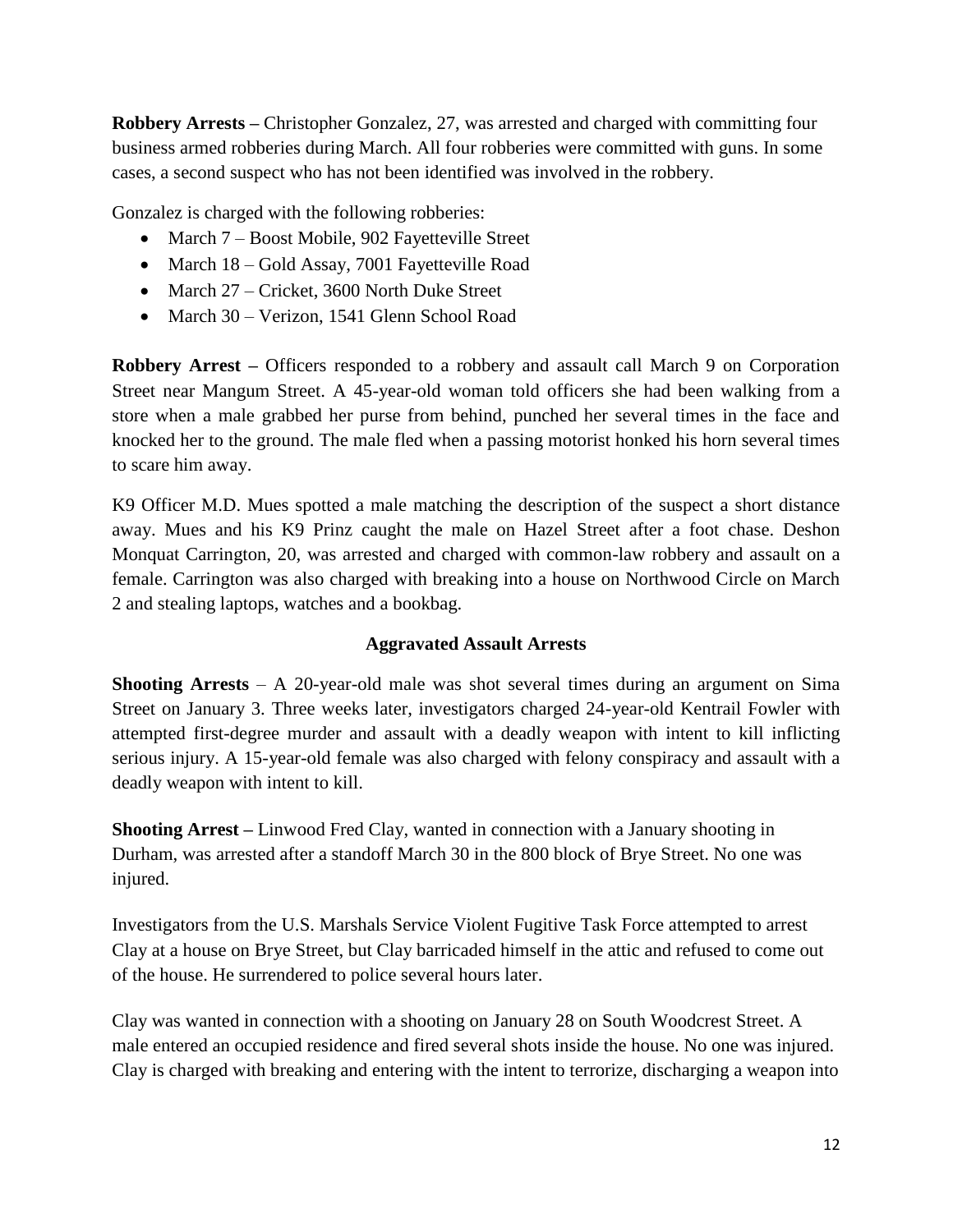**Robbery Arrests –** Christopher Gonzalez, 27, was arrested and charged with committing four business armed robberies during March. All four robberies were committed with guns. In some cases, a second suspect who has not been identified was involved in the robbery.

Gonzalez is charged with the following robberies:

- March 7 – Boost Mobile, 902 Fayetteville Street
- March 18 – Gold Assay, 7001 Fayetteville Road
- March 27 – Cricket, 3600 North Duke Street
- March 30 – Verizon, 1541 Glenn School Road

**Robbery Arrest –** Officers responded to a robbery and assault call March 9 on Corporation Street near Mangum Street. A 45-year-old woman told officers she had been walking from a store when a male grabbed her purse from behind, punched her several times in the face and knocked her to the ground. The male fled when a passing motorist honked his horn several times to scare him away.

K9 Officer M.D. Mues spotted a male matching the description of the suspect a short distance away. Mues and his K9 Prinz caught the male on Hazel Street after a foot chase. Deshon Monquat Carrington, 20, was arrested and charged with common-law robbery and assault on a female. Carrington was also charged with breaking into a house on Northwood Circle on March 2 and stealing laptops, watches and a bookbag.

### Aggravated Assault Arrests

**Shooting Arrests** – A 20-year-old male was shot several times during an argument on Sima Street on January 3. Three weeks later, investigators charged 24-year-old Kentrail Fowler with attempted first-degree murder and assault with a deadly weapon with intent to kill inflicting serious injury. A 15-year-old female was also charged with felony conspiracy and assault with a deadly weapon with intent to kill.

**Shooting Arrest –** Linwood Fred Clay, wanted in connection with a January shooting in Durham, was arrested after a standoff March 30 in the 800 block of Brye Street. No one was injured.

Investigators from the U.S. Marshals Service Violent Fugitive Task Force attempted to arrest Clay at a house on Brye Street, but Clay barricaded himself in the attic and refused to come out of the house. He surrendered to police several hours later.

Clay was wanted in connection with a shooting on January 28 on South Woodcrest Street. A male entered an occupied residence and fired several shots inside the house. No one was injured. Clay is charged with breaking and entering with the intent to terrorize, discharging a weapon into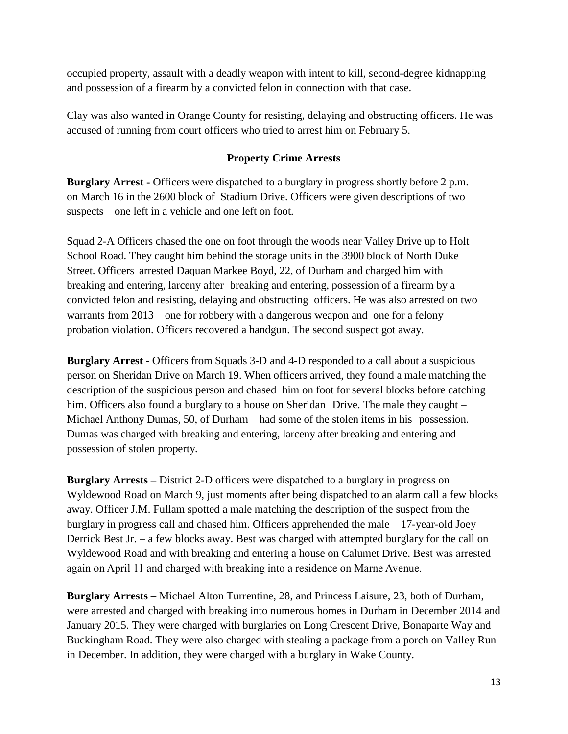occupied property, assault with a deadly weapon with intent to kill, second-degree kidnapping and possession of a firearm by a convicted felon in connection with that case.

Clay was also wanted in Orange County for resisting, delaying and obstructing officers. He was accused of running from court officers who tried to arrest him on February 5.

### Property Crime Arrests

**Burglary Arrest -** Officers were dispatched to a burglary in progress shortly before 2 p.m. on March 16 in the 2600 block of Stadium Drive. Officers were given descriptions of two suspects – one left in a vehicle and one left on foot.

Squad 2-A Officers chased the one on foot through the woods near Valley Drive up to Holt School Road. They caught him behind the storage units in the 3900 block of North Duke Street. Officers arrested Daquan Markee Boyd, 22, of Durham and charged him with breaking and entering, larceny after breaking and entering, possession of a firearm by a convicted felon and resisting, delaying and obstructing officers. He was also arrested on two warrants from 2013 – one for robbery with a dangerous weapon and one for a felony probation violation. Officers recovered a handgun. The second suspect got away.

**Burglary Arrest -** Officers from Squads 3-D and 4-D responded to a call about a suspicious person on Sheridan Drive on March 19. When officers arrived, they found a male matching the description of the suspicious person and chased him on foot for several blocks before catching him. Officers also found a burglary to a house on Sheridan Drive. The male they caught – Michael Anthony Dumas, 50, of Durham – had some of the stolen items in his possession. Dumas was charged with breaking and entering, larceny after breaking and entering and possession of stolen property.

**Burglary Arrests –** District 2-D officers were dispatched to a burglary in progress on Wyldewood Road on March 9, just moments after being dispatched to an alarm call a few blocks away. Officer J.M. Fullam spotted a male matching the description of the suspect from the burglary in progress call and chased him. Officers apprehended the male – 17-year-old Joey Derrick Best Jr. – a few blocks away. Best was charged with attempted burglary for the call on Wyldewood Road and with breaking and entering a house on Calumet Drive. Best was arrested again on April 11 and charged with breaking into a residence on Marne Avenue.

**Burglary Arrests –** Michael Alton Turrentine, 28, and Princess Laisure, 23, both of Durham, were arrested and charged with breaking into numerous homes in Durham in December 2014 and January 2015. They were charged with burglaries on Long Crescent Drive, Bonaparte Way and Buckingham Road. They were also charged with stealing a package from a porch on Valley Run in December. In addition, they were charged with a burglary in Wake County.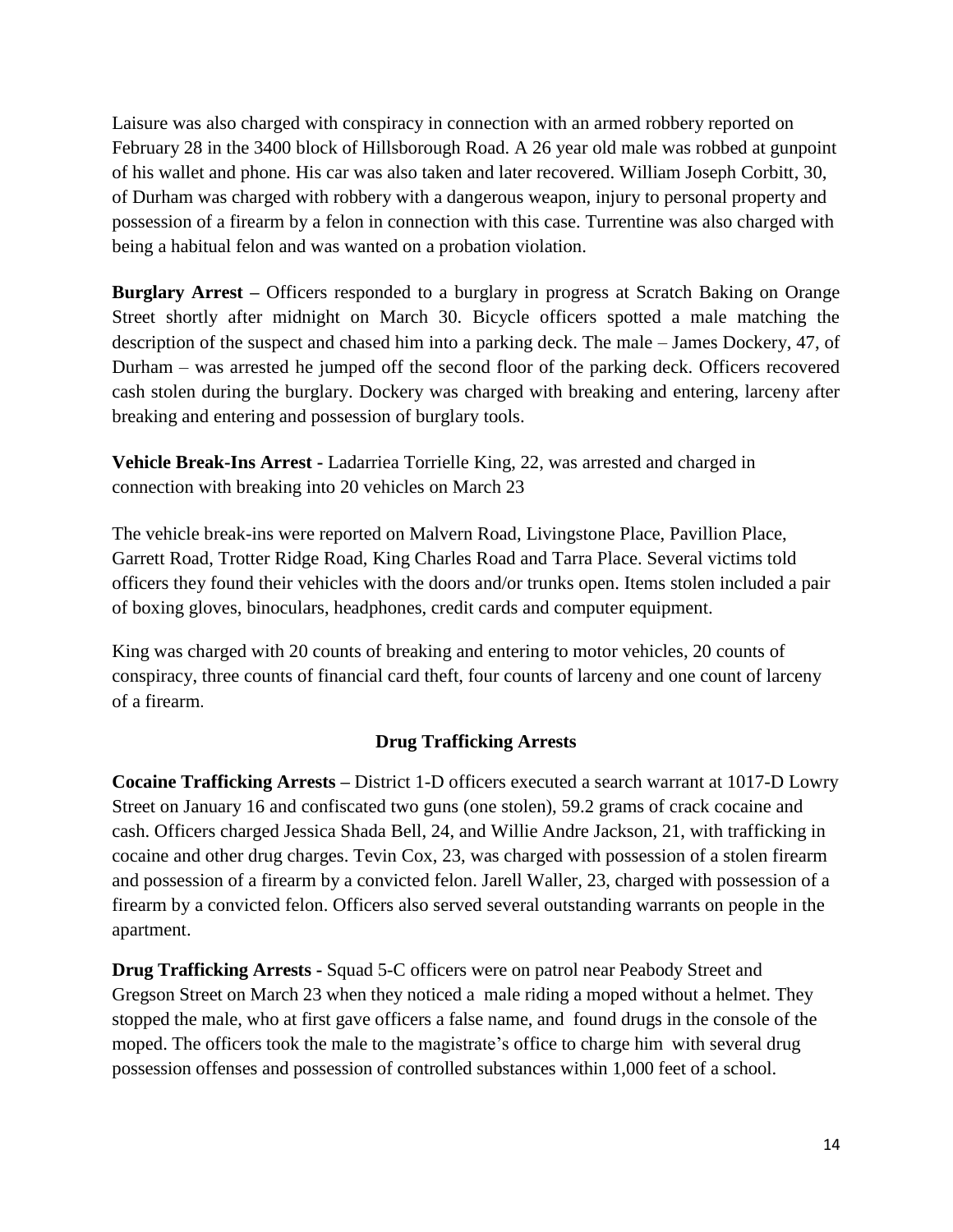Laisure was also charged with conspiracy in connection with an armed robbery reported on February 28 in the 3400 block of Hillsborough Road. A 26 year old male was robbed at gunpoint of his wallet and phone. His car was also taken and later recovered. William Joseph Corbitt, 30, of Durham was charged with robbery with a dangerous weapon, injury to personal property and possession of a firearm by a felon in connection with this case. Turrentine was also charged with being a habitual felon and was wanted on a probation violation.

**Burglary Arrest –** Officers responded to a burglary in progress at Scratch Baking on Orange Street shortly after midnight on March 30. Bicycle officers spotted a male matching the description of the suspect and chased him into a parking deck. The male – James Dockery, 47, of Durham – was arrested he jumped off the second floor of the parking deck. Officers recovered cash stolen during the burglary. Dockery was charged with breaking and entering, larceny after breaking and entering and possession of burglary tools.

**Vehicle Break-Ins Arrest -** Ladarriea Torrielle King, 22, was arrested and charged in connection with breaking into 20 vehicles on March 23

The vehicle break-ins were reported on Malvern Road, Livingstone Place, Pavillion Place, Garrett Road, Trotter Ridge Road, King Charles Road and Tarra Place. Several victims told officers they found their vehicles with the doors and/or trunks open. Items stolen included a pair of boxing gloves, binoculars, headphones, credit cards and computer equipment.

King was charged with 20 counts of breaking and entering to motor vehicles, 20 counts of conspiracy, three counts of financial card theft, four counts of larceny and one count of larceny of a firearm.

## Drug Trafficking Arrests

**Cocaine Trafficking Arrests –** District 1-D officers executed a search warrant at 1017-D Lowry Street on January 16 and confiscated two guns (one stolen), 59.2 grams of crack cocaine and cash. Officers charged Jessica Shada Bell, 24, and Willie Andre Jackson, 21, with trafficking in cocaine and other drug charges. Tevin Cox, 23, was charged with possession of a stolen firearm and possession of a firearm by a convicted felon. Jarell Waller, 23, charged with possession of a firearm by a convicted felon. Officers also served several outstanding warrants on people in the apartment.

**Drug Trafficking Arrests -** Squad 5-C officers were on patrol near Peabody Street and Gregson Street on March 23 when they noticed a male riding a moped without a helmet. They stopped the male, who at first gave officers a false name, and found drugs in the console of the moped. The officers took the male to the magistrate's office to charge him with several drug possession offenses and possession of controlled substances within 1,000 feet of a school.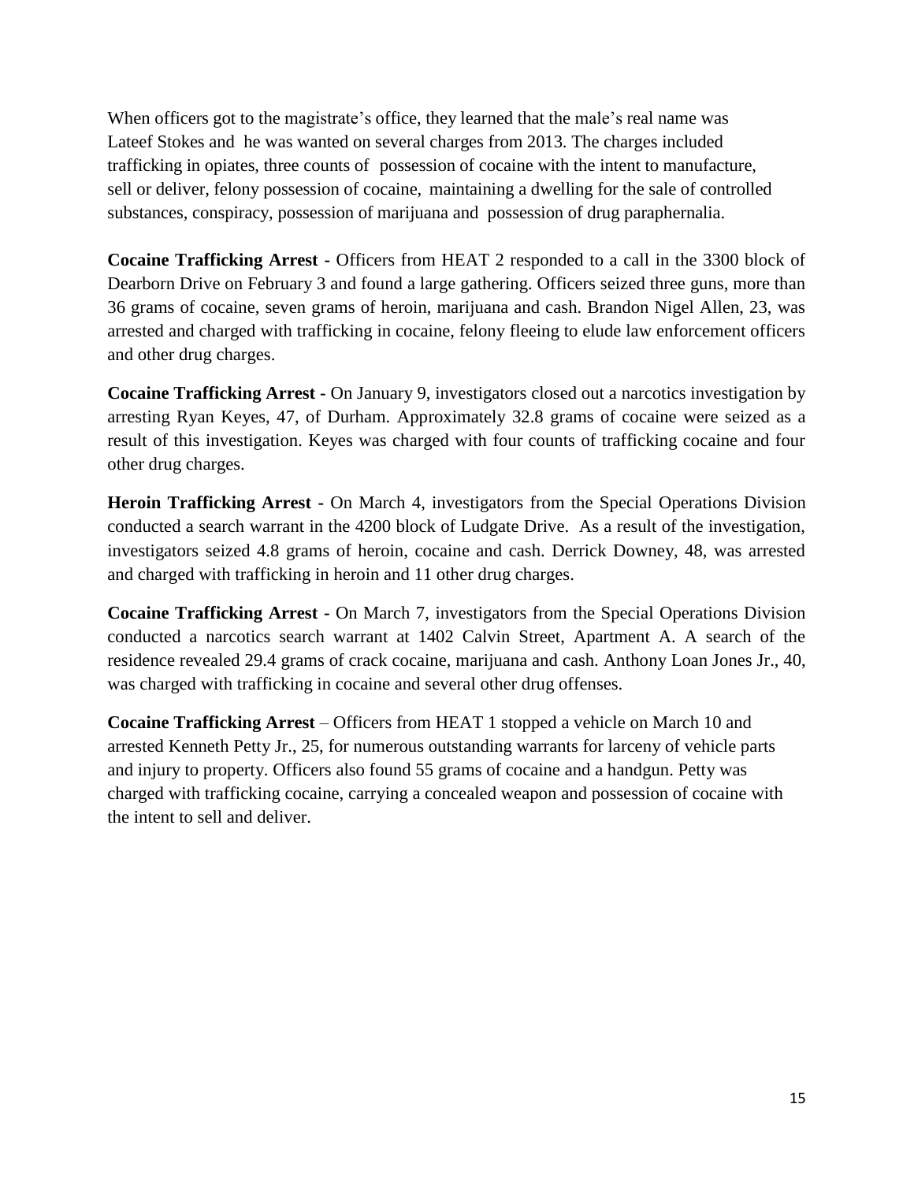When officers got to the magistrate's office, they learned that the male's real name was Lateef Stokes and he was wanted on several charges from 2013. The charges included trafficking in opiates, three counts of possession of cocaine with the intent to manufacture, sell or deliver, felony possession of cocaine, maintaining a dwelling for the sale of controlled substances, conspiracy, possession of marijuana and possession of drug paraphernalia.

**Cocaine Trafficking Arrest -** Officers from HEAT 2 responded to a call in the 3300 block of Dearborn Drive on February 3 and found a large gathering. Officers seized three guns, more than 36 grams of cocaine, seven grams of heroin, marijuana and cash. Brandon Nigel Allen, 23, was arrested and charged with trafficking in cocaine, felony fleeing to elude law enforcement officers and other drug charges.

**Cocaine Trafficking Arrest -** On January 9, investigators closed out a narcotics investigation by arresting Ryan Keyes, 47, of Durham. Approximately 32.8 grams of cocaine were seized as a result of this investigation. Keyes was charged with four counts of trafficking cocaine and four other drug charges.

**Heroin Trafficking Arrest -** On March 4, investigators from the Special Operations Division conducted a search warrant in the 4200 block of Ludgate Drive. As a result of the investigation, investigators seized 4.8 grams of heroin, cocaine and cash. Derrick Downey, 48, was arrested and charged with trafficking in heroin and 11 other drug charges.

**Cocaine Trafficking Arrest -** On March 7, investigators from the Special Operations Division conducted a narcotics search warrant at 1402 Calvin Street, Apartment A. A search of the residence revealed 29.4 grams of crack cocaine, marijuana and cash. Anthony Loan Jones Jr., 40, was charged with trafficking in cocaine and several other drug offenses.

**Cocaine Trafficking Arrest** – Officers from HEAT 1 stopped a vehicle on March 10 and arrested Kenneth Petty Jr., 25, for numerous outstanding warrants for larceny of vehicle parts and injury to property. Officers also found 55 grams of cocaine and a handgun. Petty was charged with trafficking cocaine, carrying a concealed weapon and possession of cocaine with the intent to sell and deliver.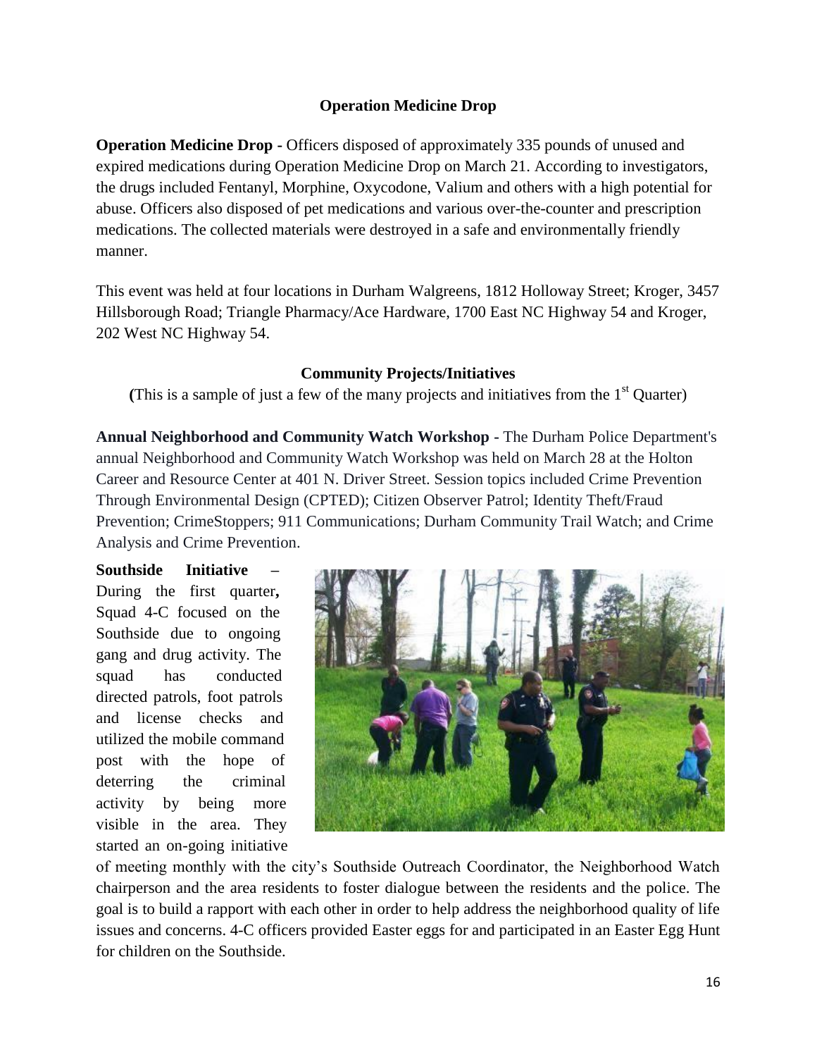## Operation Medicine Drop

**Operation Medicine Drop -** Officers disposed of approximately 335 pounds of unused and expired medications during Operation Medicine Drop on March 21. According to investigators, the drugs included Fentanyl, Morphine, Oxycodone, Valium and others with a high potential for abuse. Officers also disposed of pet medications and various over-the-counter and prescription medications. The collected materials were destroyed in a safe and environmentally friendly manner.

This event was held at four locations in Durham Walgreens, 1812 Holloway Street; Kroger, 3457 Hillsborough Road; Triangle Pharmacy/Ace Hardware, 1700 East NC Highway 54 and Kroger, 202 West NC Highway 54.

## Community Projects/Initiatives

(This is a sample of just a few of the many projects and initiatives from the 1st Quarter)

**Annual Neighborhood and Community Watch Workshop -** The Durham Police Department's annual Neighborhood and Community Watch Workshop was held on March 28 at the Holton Career and Resource Center at 401 N. Driver Street. Session topics included Crime Prevention Through Environmental Design (CPTED); Citizen Observer Patrol; Identity Theft/Fraud Prevention; CrimeStoppers; 911 Communications; Durham Community Trail Watch; and Crime Analysis and Crime Prevention.

**Southside Initiative –** During the first quarter**,** Squad 4-C focused on the Southside due to ongoing gang and drug activity. The squad has conducted directed patrols, foot patrols and license checks and utilized the mobile command post with the hope of deterring the criminal activity by being more visible in the area. They started an on-going initiative of meeting monthly with the city's Southside Outreach Coordinator, the Neighborhood Watch chairperson and the area residents to foster dialogue between the residents and the police. The goal is to build a rapport with each other in order to help address the neighborhood quality of life issues and concerns. 4-C officers provided Easter eggs for and participated in an Easter Egg Hunt for children on the Southside.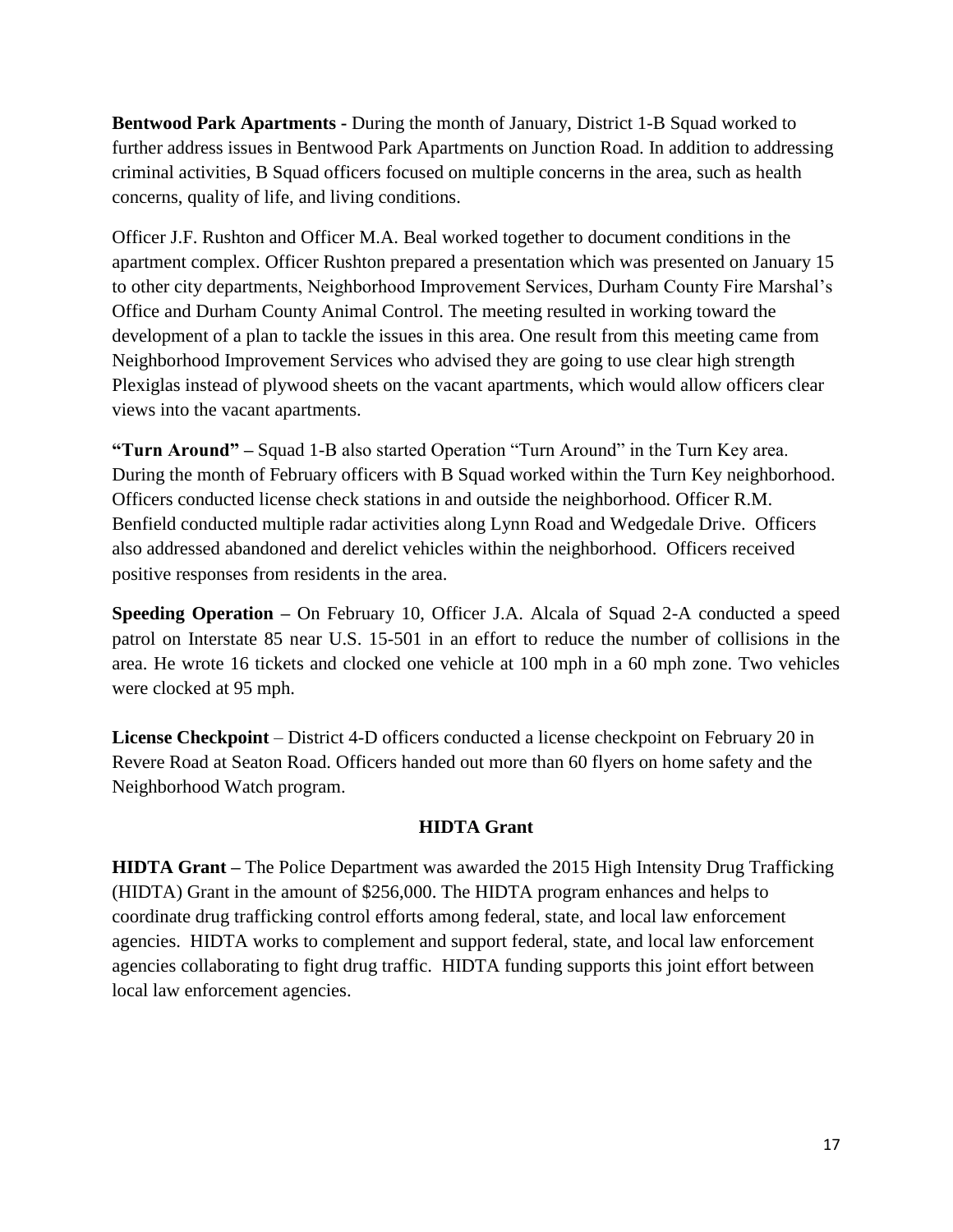**Bentwood Park Apartments -** During the month of January, District 1-B Squad worked to further address issues in Bentwood Park Apartments on Junction Road. In addition to addressing criminal activities, B Squad officers focused on multiple concerns in the area, such as health concerns, quality of life, and living conditions.

Officer J.F. Rushton and Officer M.A. Beal worked together to document conditions in the apartment complex. Officer Rushton prepared a presentation which was presented on January 15 to other city departments, Neighborhood Improvement Services, Durham County Fire Marshal's Office and Durham County Animal Control. The meeting resulted in working toward the development of a plan to tackle the issues in this area. One result from this meeting came from Neighborhood Improvement Services who advised they are going to use clear high strength Plexiglas instead of plywood sheets on the vacant apartments, which would allow officers clear views into the vacant apartments.

**"Turn Around" –** Squad 1-B also started Operation "Turn Around" in the Turn Key area. During the month of February officers with B Squad worked within the Turn Key neighborhood. Officers conducted license check stations in and outside the neighborhood. Officer R.M. Benfield conducted multiple radar activities along Lynn Road and Wedgedale Drive. Officers also addressed abandoned and derelict vehicles within the neighborhood. Officers received positive responses from residents in the area.

**Speeding Operation –** On February 10, Officer J.A. Alcala of Squad 2-A conducted a speed patrol on Interstate 85 near U.S. 15-501 in an effort to reduce the number of collisions in the area. He wrote 16 tickets and clocked one vehicle at 100 mph in a 60 mph zone. Two vehicles were clocked at 95 mph.

**License Checkpoint** – District 4-D officers conducted a license checkpoint on February 20 in Revere Road at Seaton Road. Officers handed out more than 60 flyers on home safety and the Neighborhood Watch program.

## HIDTA Grant

**HIDTA Grant –** The Police Department was awarded the 2015 High Intensity Drug Trafficking (HIDTA) Grant in the amount of $256,000. The HIDTA program enhances and helps to coordinate drug trafficking control efforts among federal, state, and local law enforcement agencies. HIDTA works to complement and support federal, state, and local law enforcement agencies collaborating to fight drug traffic. HIDTA funding supports this joint effort between local law enforcement agencies.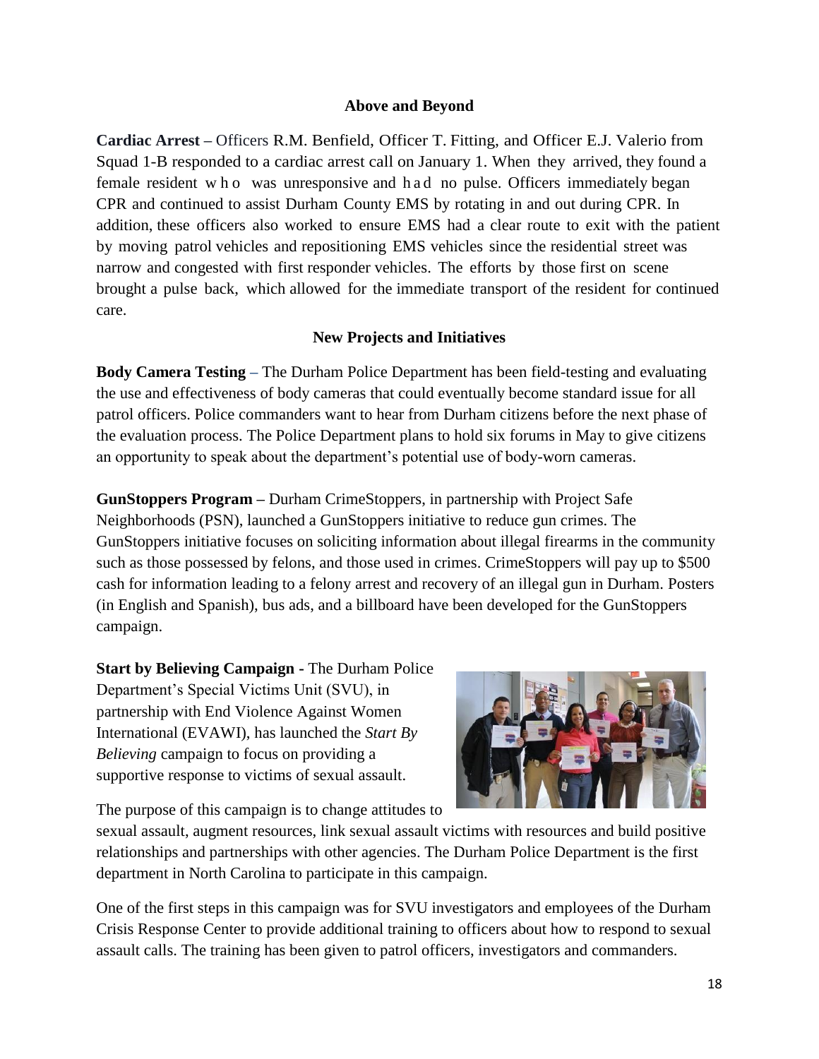## Above and Beyond

**Cardiac Arrest –** Officers R.M. Benfield, Officer T. Fitting, and Officer E.J. Valerio from Squad 1-B responded to a cardiac arrest call on January 1. When they arrived, they found a female resident who was unresponsive and had no pulse. Officers immediately began CPR and continued to assist Durham County EMS by rotating in and out during CPR. In addition, these officers also worked to ensure EMS had a clear route to exit with the patient by moving patrol vehicles and repositioning EMS vehicles since the residential street was narrow and congested with first responder vehicles. The efforts by those first on scene brought a pulse back, which allowed for the immediate transport of the resident for continued care.

## New Projects and Initiatives

**Body Camera Testing –** The Durham Police Department has been field-testing and evaluating the use and effectiveness of body cameras that could eventually become standard issue for all patrol officers. Police commanders want to hear from Durham citizens before the next phase of the evaluation process. The Police Department plans to hold six forums in May to give citizens an opportunity to speak about the department's potential use of body-worn cameras.

**GunStoppers Program –** Durham CrimeStoppers, in partnership with Project Safe Neighborhoods (PSN), launched a GunStoppers initiative to reduce gun crimes. The GunStoppers initiative focuses on soliciting information about illegal firearms in the community such as those possessed by felons, and those used in crimes. CrimeStoppers will pay up to $500 cash for information leading to a felony arrest and recovery of an illegal gun in Durham. Posters (in English and Spanish), bus ads, and a billboard have been developed for the GunStoppers campaign.

**Start by Believing Campaign -** The Durham Police Department's Special Victims Unit (SVU), in partnership with End Violence Against Women International (EVAWI), has launched the *Start By Believing* campaign to focus on providing a supportive response to victims of sexual assault.

The purpose of this campaign is to change attitudes to sexual assault, augment resources, link sexual assault victims with resources and build positive relationships and partnerships with other agencies. The Durham Police Department is the first department in North Carolina to participate in this campaign.

One of the first steps in this campaign was for SVU investigators and employees of the Durham Crisis Response Center to provide additional training to officers about how to respond to sexual assault calls. The training has been given to patrol officers, investigators and commanders.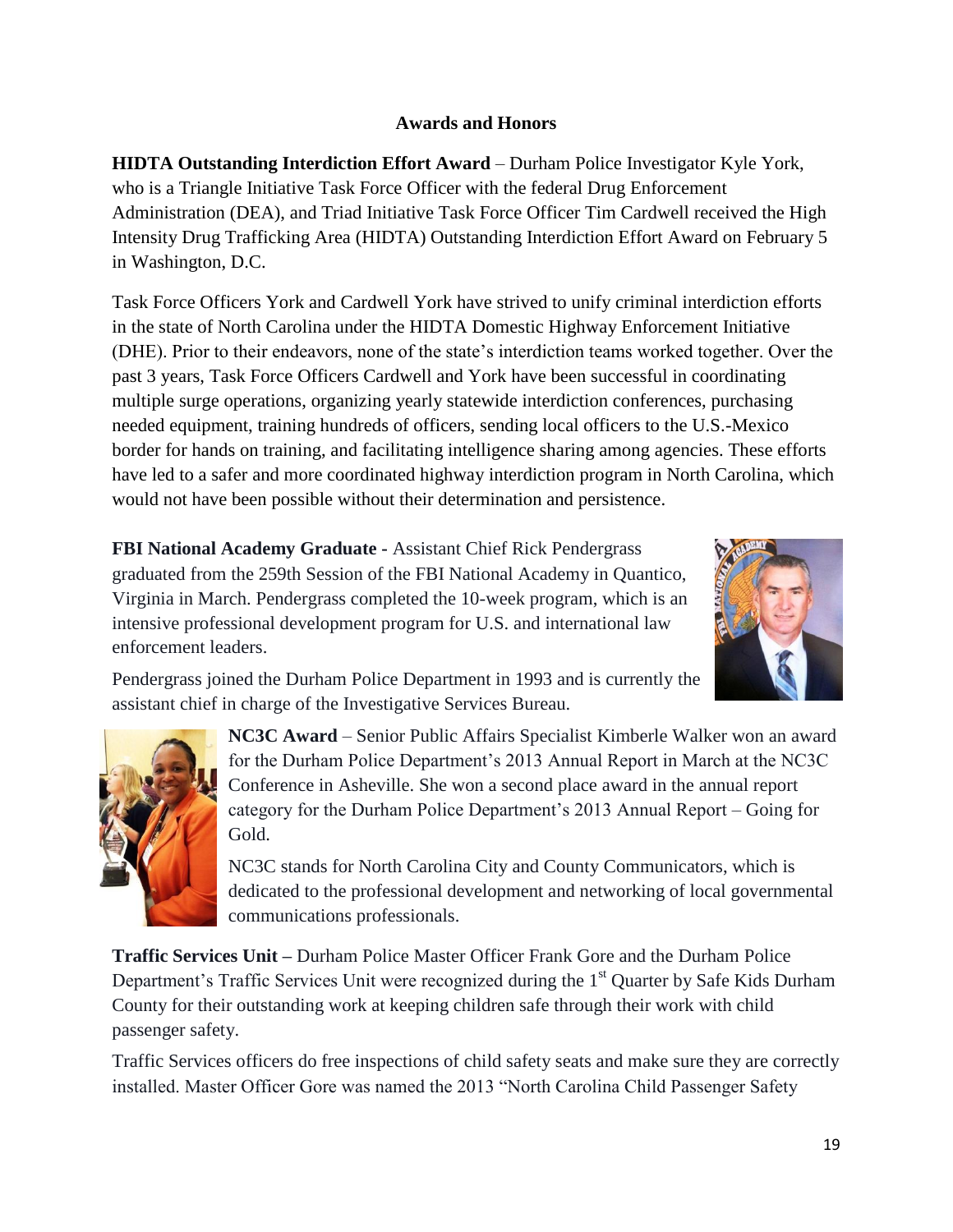## Awards and Honors

**HIDTA Outstanding Interdiction Effort Award** – Durham Police Investigator Kyle York, who is a Triangle Initiative Task Force Officer with the federal Drug Enforcement Administration (DEA), and Triad Initiative Task Force Officer Tim Cardwell received the High Intensity Drug Trafficking Area (HIDTA) Outstanding Interdiction Effort Award on February 5 in Washington, D.C.

Task Force Officers York and Cardwell York have strived to unify criminal interdiction efforts in the state of North Carolina under the HIDTA Domestic Highway Enforcement Initiative (DHE). Prior to their endeavors, none of the state's interdiction teams worked together. Over the past 3 years, Task Force Officers Cardwell and York have been successful in coordinating multiple surge operations, organizing yearly statewide interdiction conferences, purchasing needed equipment, training hundreds of officers, sending local officers to the U.S.-Mexico border for hands on training, and facilitating intelligence sharing among agencies. These efforts have led to a safer and more coordinated highway interdiction program in North Carolina, which would not have been possible without their determination and persistence.

**FBI National Academy Graduate -** Assistant Chief Rick Pendergrass graduated from the 259th Session of the FBI National Academy in Quantico, Virginia in March. Pendergrass completed the 10-week program, which is an intensive professional development program for U.S. and international law enforcement leaders.

Pendergrass joined the Durham Police Department in 1993 and is currently the assistant chief in charge of the Investigative Services Bureau.

**NC3C Award** – Senior Public Affairs Specialist Kimberle Walker won an award for the Durham Police Department's 2013 Annual Report in March at the NC3C Conference in Asheville. She won a second place award in the annual report category for the Durham Police Department's 2013 Annual Report – Going for Gold.

NC3C stands for North Carolina City and County Communicators, which is dedicated to the professional development and networking of local governmental communications professionals.

**Traffic Services Unit –** Durham Police Master Officer Frank Gore and the Durham Police Department's Traffic Services Unit were recognized during the 1st Quarter by Safe Kids Durham County for their outstanding work at keeping children safe through their work with child passenger safety.

Traffic Services officers do free inspections of child safety seats and make sure they are correctly installed. Master Officer Gore was named the 2013 "North Carolina Child Passenger Safety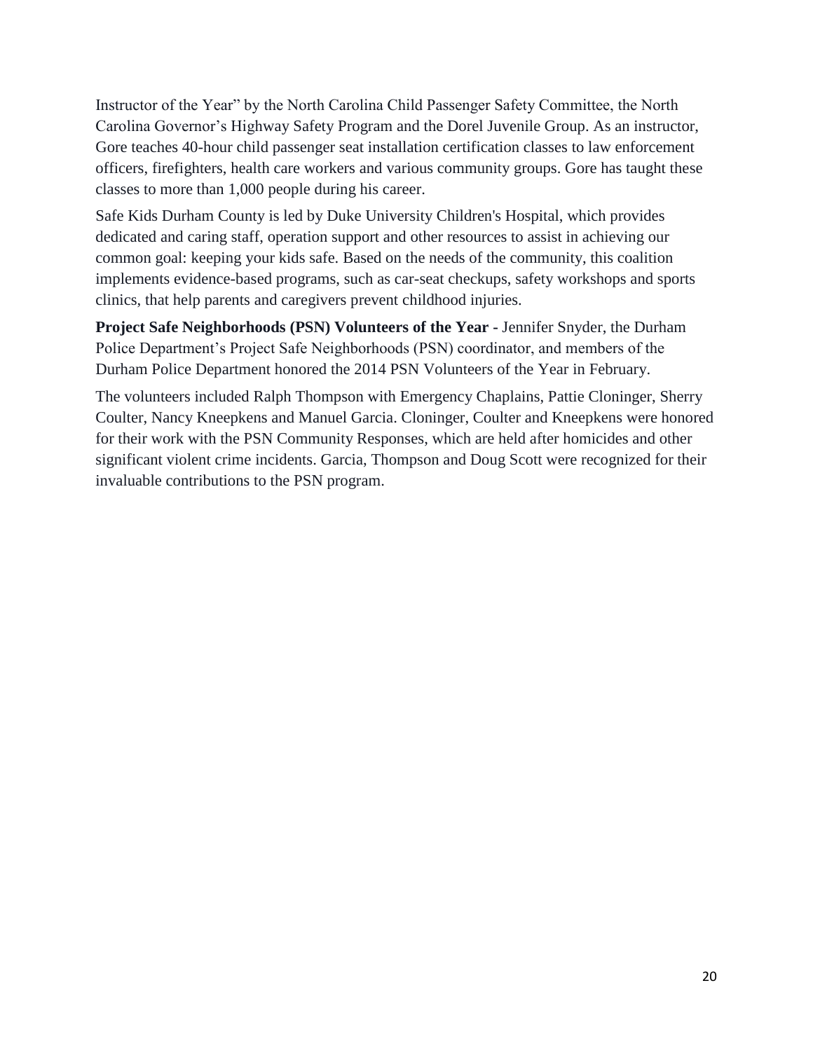Instructor of the Year" by the North Carolina Child Passenger Safety Committee, the North Carolina Governor's Highway Safety Program and the Dorel Juvenile Group. As an instructor, Gore teaches 40-hour child passenger seat installation certification classes to law enforcement officers, firefighters, health care workers and various community groups. Gore has taught these classes to more than 1,000 people during his career.

Safe Kids Durham County is led by Duke University Children's Hospital, which provides dedicated and caring staff, operation support and other resources to assist in achieving our common goal: keeping your kids safe. Based on the needs of the community, this coalition implements evidence-based programs, such as car-seat checkups, safety workshops and sports clinics, that help parents and caregivers prevent childhood injuries.

**Project Safe Neighborhoods (PSN) Volunteers of the Year -** Jennifer Snyder, the Durham Police Department's Project Safe Neighborhoods (PSN) coordinator, and members of the Durham Police Department honored the 2014 PSN Volunteers of the Year in February.

The volunteers included Ralph Thompson with Emergency Chaplains, Pattie Cloninger, Sherry Coulter, Nancy Kneepkens and Manuel Garcia. Cloninger, Coulter and Kneepkens were honored for their work with the PSN Community Responses, which are held after homicides and other significant violent crime incidents. Garcia, Thompson and Doug Scott were recognized for their invaluable contributions to the PSN program.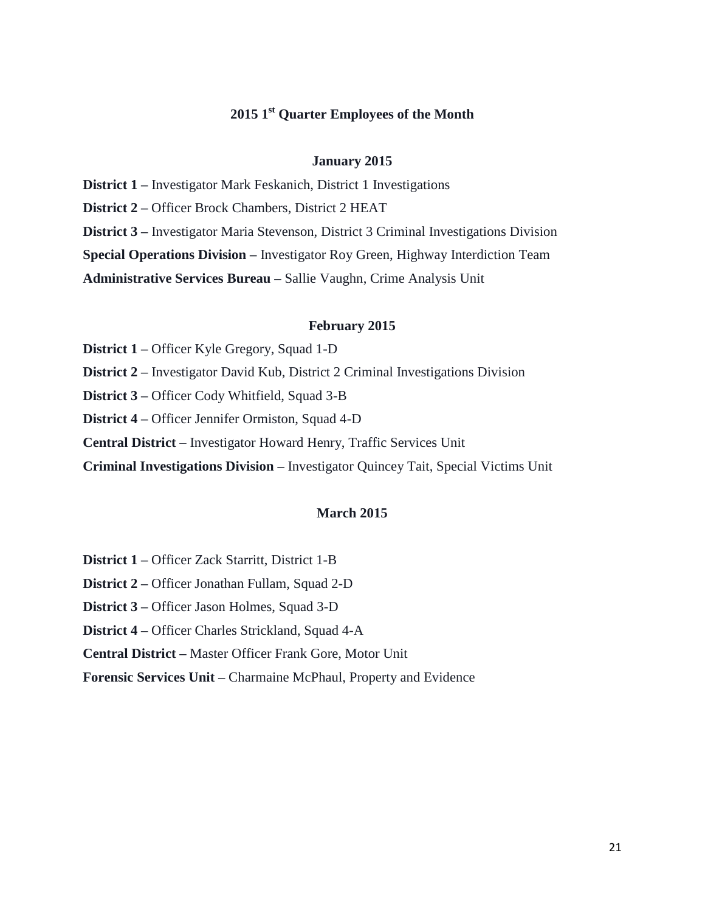## 2015 1st Quarter Employees of the Month

### January 2015

**District 1 –** Investigator Mark Feskanich, District 1 Investigations

**District 2 –** Officer Brock Chambers, District 2 HEAT

**District 3 –** Investigator Maria Stevenson, District 3 Criminal Investigations Division

**Special Operations Division –** Investigator Roy Green, Highway Interdiction Team

**Administrative Services Bureau –** Sallie Vaughn, Crime Analysis Unit

### February 2015

**District 1 –** Officer Kyle Gregory, Squad 1-D

**District 2 –** Investigator David Kub, District 2 Criminal Investigations Division

**District 3 –** Officer Cody Whitfield, Squad 3-B

**District 4 –** Officer Jennifer Ormiston, Squad 4-D

**Central District** – Investigator Howard Henry, Traffic Services Unit

**Criminal Investigations Division –** Investigator Quincey Tait, Special Victims Unit

### March 2015

**District 1 –** Officer Zack Starritt, District 1-B

**District 2 –** Officer Jonathan Fullam, Squad 2-D

**District 3 –** Officer Jason Holmes, Squad 3-D

**District 4 –** Officer Charles Strickland, Squad 4-A

**Central District –** Master Officer Frank Gore, Motor Unit

**Forensic Services Unit –** Charmaine McPhaul, Property and Evidence